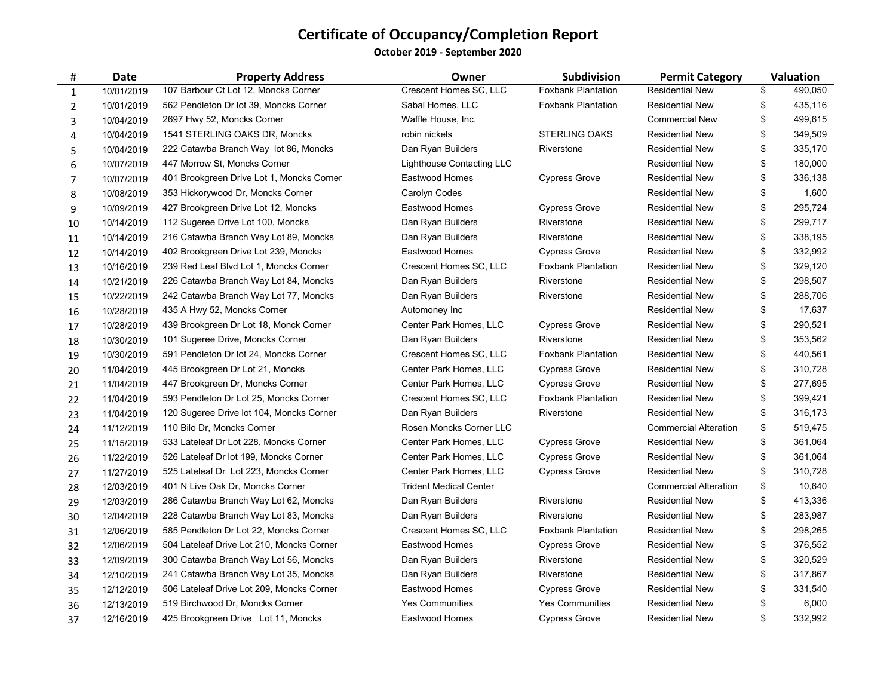# Certificate of Occupancy/Completion Report

**October 2019 - September 2020**

| # | Date | Property Address | Owner | Subdivision | Permit Category | Valuation |
|---|---|---|---|---|---|---|
| 1 | 10/01/2019 | 107 Barbour Ct Lot 12, Moncks Corner | Crescent Homes SC, LLC | Foxbank Plantation | Residential New | $ 490,050 |
| 2 | 10/01/2019 | 562 Pendleton Dr lot 39, Moncks Corner | Sabal Homes, LLC | Foxbank Plantation | Residential New | $ 435,116 |
| 3 | 10/04/2019 | 2697 Hwy 52, Moncks Corner | Waffle House, Inc. | | Commercial New | $ 499,615 |
| 4 | 10/04/2019 | 1541 STERLING OAKS DR, Moncks | robin nickels | STERLING OAKS | Residential New | $ 349,509 |
| 5 | 10/04/2019 | 222 Catawba Branch Way lot 86, Moncks | Dan Ryan Builders | Riverstone | Residential New | $ 335,170 |
| 6 | 10/07/2019 | 447 Morrow St, Moncks Corner | Lighthouse Contacting LLC | | Residential New | $ 180,000 |
| 7 | 10/07/2019 | 401 Brookgreen Drive Lot 1, Moncks Corner | Eastwood Homes | Cypress Grove | Residential New | $ 336,138 |
| 8 | 10/08/2019 | 353 Hickorywood Dr, Moncks Corner | Carolyn Codes | | Residential New | $ 1,600 |
| 9 | 10/09/2019 | 427 Brookgreen Drive Lot 12, Moncks | Eastwood Homes | Cypress Grove | Residential New | $ 295,724 |
| 10 | 10/14/2019 | 112 Sugeree Drive Lot 100, Moncks | Dan Ryan Builders | Riverstone | Residential New | $ 299,717 |
| 11 | 10/14/2019 | 216 Catawba Branch Way Lot 89, Moncks | Dan Ryan Builders | Riverstone | Residential New | $ 338,195 |
| 12 | 10/14/2019 | 402 Brookgreen Drive Lot 239, Moncks | Eastwood Homes | Cypress Grove | Residential New | $ 332,992 |
| 13 | 10/16/2019 | 239 Red Leaf Blvd Lot 1, Moncks Corner | Crescent Homes SC, LLC | Foxbank Plantation | Residential New | $ 329,120 |
| 14 | 10/21/2019 | 226 Catawba Branch Way Lot 84, Moncks | Dan Ryan Builders | Riverstone | Residential New | $ 298,507 |
| 15 | 10/22/2019 | 242 Catawba Branch Way Lot 77, Moncks | Dan Ryan Builders | Riverstone | Residential New | $ 288,706 |
| 16 | 10/28/2019 | 435 A Hwy 52, Moncks Corner | Automoney Inc | | Residential New | $ 17,637 |
| 17 | 10/28/2019 | 439 Brookgreen Dr Lot 18, Monck Corner | Center Park Homes, LLC | Cypress Grove | Residential New | $ 290,521 |
| 18 | 10/30/2019 | 101 Sugeree Drive, Moncks Corner | Dan Ryan Builders | Riverstone | Residential New | $ 353,562 |
| 19 | 10/30/2019 | 591 Pendleton Dr lot 24, Moncks Corner | Crescent Homes SC, LLC | Foxbank Plantation | Residential New | $ 440,561 |
| 20 | 11/04/2019 | 445 Brookgreen Dr Lot 21, Moncks | Center Park Homes, LLC | Cypress Grove | Residential New | $ 310,728 |
| 21 | 11/04/2019 | 447 Brookgreen Dr, Moncks Corner | Center Park Homes, LLC | Cypress Grove | Residential New | $ 277,695 |
| 22 | 11/04/2019 | 593 Pendleton Dr Lot 25, Moncks Corner | Crescent Homes SC, LLC | Foxbank Plantation | Residential New | $ 399,421 |
| 23 | 11/04/2019 | 120 Sugeree Drive lot 104, Moncks Corner | Dan Ryan Builders | Riverstone | Residential New | $ 316,173 |
| 24 | 11/12/2019 | 110 Bilo Dr, Moncks Corner | Rosen Moncks Corner LLC | | Commercial Alteration | $ 519,475 |
| 25 | 11/15/2019 | 533 Lateleaf Dr Lot 228, Moncks Corner | Center Park Homes, LLC | Cypress Grove | Residential New | $ 361,064 |
| 26 | 11/22/2019 | 526 Lateleaf Dr lot 199, Moncks Corner | Center Park Homes, LLC | Cypress Grove | Residential New | $ 361,064 |
| 27 | 11/27/2019 | 525 Lateleaf Dr Lot 223, Moncks Corner | Center Park Homes, LLC | Cypress Grove | Residential New | $ 310,728 |
| 28 | 12/03/2019 | 401 N Live Oak Dr, Moncks Corner | Trident Medical Center | | Commercial Alteration | $ 10,640 |
| 29 | 12/03/2019 | 286 Catawba Branch Way Lot 62, Moncks | Dan Ryan Builders | Riverstone | Residential New | $ 413,336 |
| 30 | 12/04/2019 | 228 Catawba Branch Way Lot 83, Moncks | Dan Ryan Builders | Riverstone | Residential New | $ 283,987 |
| 31 | 12/06/2019 | 585 Pendleton Dr Lot 22, Moncks Corner | Crescent Homes SC, LLC | Foxbank Plantation | Residential New | $ 298,265 |
| 32 | 12/06/2019 | 504 Lateleaf Drive Lot 210, Moncks Corner | Eastwood Homes | Cypress Grove | Residential New | $ 376,552 |
| 33 | 12/09/2019 | 300 Catawba Branch Way Lot 56, Moncks | Dan Ryan Builders | Riverstone | Residential New | $ 320,529 |
| 34 | 12/10/2019 | 241 Catawba Branch Way Lot 35, Moncks | Dan Ryan Builders | Riverstone | Residential New | $ 317,867 |
| 35 | 12/12/2019 | 506 Lateleaf Drive Lot 209, Moncks Corner | Eastwood Homes | Cypress Grove | Residential New | $ 331,540 |
| 36 | 12/13/2019 | 519 Birchwood Dr, Moncks Corner | Yes Communities | Yes Communities | Residential New | $ 6,000 |
| 37 | 12/16/2019 | 425 Brookgreen Drive Lot 11, Moncks | Eastwood Homes | Cypress Grove | Residential New | $ 332,992 |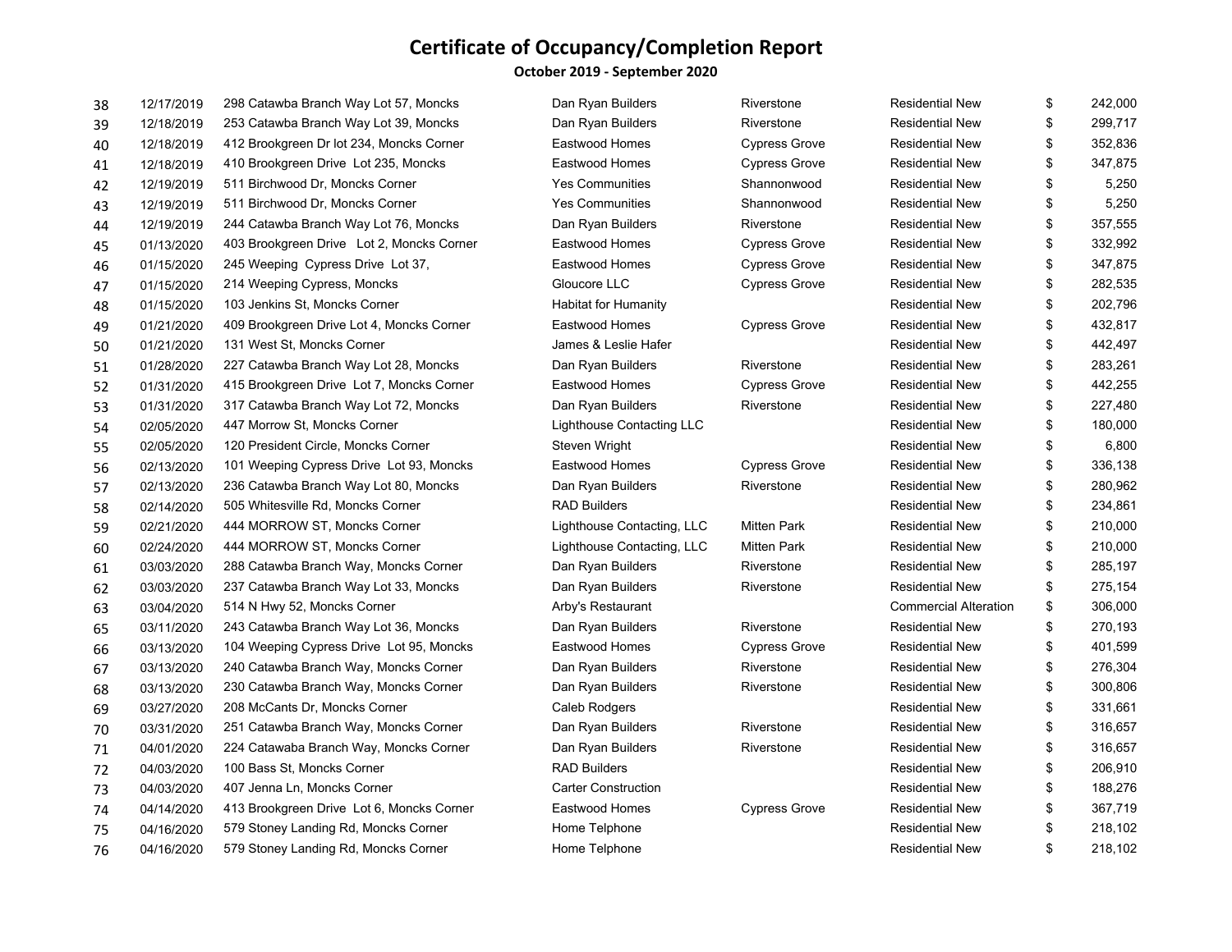# Certificate of Occupancy/Completion Report

**October 2019 - September 2020**

| | | | | | | | |
|---|---|---|---|---|---|---|---|
| 38 | 12/17/2019 | 298 Catawba Branch Way Lot 57, Moncks | Dan Ryan Builders | Riverstone | Residential New | $ | 242,000 |
| 39 | 12/18/2019 | 253 Catawba Branch Way Lot 39, Moncks | Dan Ryan Builders | Riverstone | Residential New | $ | 299,717 |
| 40 | 12/18/2019 | 412 Brookgreen Dr lot 234, Moncks Corner | Eastwood Homes | Cypress Grove | Residential New | $ | 352,836 |
| 41 | 12/18/2019 | 410 Brookgreen Drive Lot 235, Moncks | Eastwood Homes | Cypress Grove | Residential New | $ | 347,875 |
| 42 | 12/19/2019 | 511 Birchwood Dr, Moncks Corner | Yes Communities | Shannonwood | Residential New | $ | 5,250 |
| 43 | 12/19/2019 | 511 Birchwood Dr, Moncks Corner | Yes Communities | Shannonwood | Residential New | $ | 5,250 |
| 44 | 12/19/2019 | 244 Catawba Branch Way Lot 76, Moncks | Dan Ryan Builders | Riverstone | Residential New | $ | 357,555 |
| 45 | 01/13/2020 | 403 Brookgreen Drive Lot 2, Moncks Corner | Eastwood Homes | Cypress Grove | Residential New | $ | 332,992 |
| 46 | 01/15/2020 | 245 Weeping Cypress Drive Lot 37, | Eastwood Homes | Cypress Grove | Residential New | $ | 347,875 |
| 47 | 01/15/2020 | 214 Weeping Cypress, Moncks | Gloucore LLC | Cypress Grove | Residential New | $ | 282,535 |
| 48 | 01/15/2020 | 103 Jenkins St, Moncks Corner | Habitat for Humanity | | Residential New | $ | 202,796 |
| 49 | 01/21/2020 | 409 Brookgreen Drive Lot 4, Moncks Corner | Eastwood Homes | Cypress Grove | Residential New | $ | 432,817 |
| 50 | 01/21/2020 | 131 West St, Moncks Corner | James & Leslie Hafer | | Residential New | $ | 442,497 |
| 51 | 01/28/2020 | 227 Catawba Branch Way Lot 28, Moncks | Dan Ryan Builders | Riverstone | Residential New | $ | 283,261 |
| 52 | 01/31/2020 | 415 Brookgreen Drive Lot 7, Moncks Corner | Eastwood Homes | Cypress Grove | Residential New | $ | 442,255 |
| 53 | 01/31/2020 | 317 Catawba Branch Way Lot 72, Moncks | Dan Ryan Builders | Riverstone | Residential New | $ | 227,480 |
| 54 | 02/05/2020 | 447 Morrow St, Moncks Corner | Lighthouse Contacting LLC | | Residential New | $ | 180,000 |
| 55 | 02/05/2020 | 120 President Circle, Moncks Corner | Steven Wright | | Residential New | $ | 6,800 |
| 56 | 02/13/2020 | 101 Weeping Cypress Drive Lot 93, Moncks | Eastwood Homes | Cypress Grove | Residential New | $ | 336,138 |
| 57 | 02/13/2020 | 236 Catawba Branch Way Lot 80, Moncks | Dan Ryan Builders | Riverstone | Residential New | $ | 280,962 |
| 58 | 02/14/2020 | 505 Whitesville Rd, Moncks Corner | RAD Builders | | Residential New | $ | 234,861 |
| 59 | 02/21/2020 | 444 MORROW ST, Moncks Corner | Lighthouse Contacting, LLC | Mitten Park | Residential New | $ | 210,000 |
| 60 | 02/24/2020 | 444 MORROW ST, Moncks Corner | Lighthouse Contacting, LLC | Mitten Park | Residential New | $ | 210,000 |
| 61 | 03/03/2020 | 288 Catawba Branch Way, Moncks Corner | Dan Ryan Builders | Riverstone | Residential New | $ | 285,197 |
| 62 | 03/03/2020 | 237 Catawba Branch Way Lot 33, Moncks | Dan Ryan Builders | Riverstone | Residential New | $ | 275,154 |
| 63 | 03/04/2020 | 514 N Hwy 52, Moncks Corner | Arby's Restaurant | | Commercial Alteration | $ | 306,000 |
| 65 | 03/11/2020 | 243 Catawba Branch Way Lot 36, Moncks | Dan Ryan Builders | Riverstone | Residential New | $ | 270,193 |
| 66 | 03/13/2020 | 104 Weeping Cypress Drive Lot 95, Moncks | Eastwood Homes | Cypress Grove | Residential New | $ | 401,599 |
| 67 | 03/13/2020 | 240 Catawba Branch Way, Moncks Corner | Dan Ryan Builders | Riverstone | Residential New | $ | 276,304 |
| 68 | 03/13/2020 | 230 Catawba Branch Way, Moncks Corner | Dan Ryan Builders | Riverstone | Residential New | $ | 300,806 |
| 69 | 03/27/2020 | 208 McCants Dr, Moncks Corner | Caleb Rodgers | | Residential New | $ | 331,661 |
| 70 | 03/31/2020 | 251 Catawba Branch Way, Moncks Corner | Dan Ryan Builders | Riverstone | Residential New | $ | 316,657 |
| 71 | 04/01/2020 | 224 Catawaba Branch Way, Moncks Corner | Dan Ryan Builders | Riverstone | Residential New | $ | 316,657 |
| 72 | 04/03/2020 | 100 Bass St, Moncks Corner | RAD Builders | | Residential New | $ | 206,910 |
| 73 | 04/03/2020 | 407 Jenna Ln, Moncks Corner | Carter Construction | | Residential New | $ | 188,276 |
| 74 | 04/14/2020 | 413 Brookgreen Drive Lot 6, Moncks Corner | Eastwood Homes | Cypress Grove | Residential New | $ | 367,719 |
| 75 | 04/16/2020 | 579 Stoney Landing Rd, Moncks Corner | Home Telphone | | Residential New | $ | 218,102 |
| 76 | 04/16/2020 | 579 Stoney Landing Rd, Moncks Corner | Home Telphone | | Residential New | $ | 218,102 |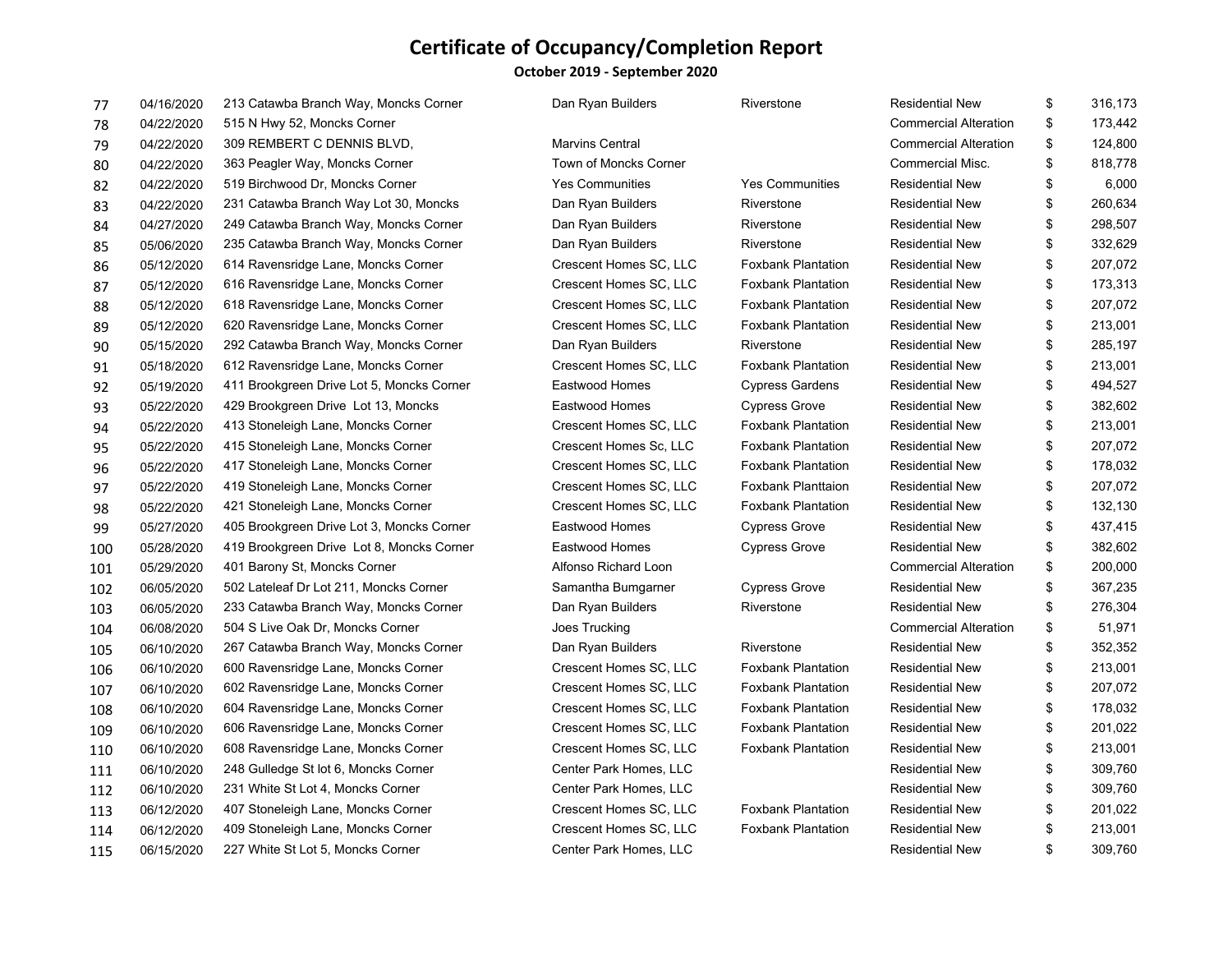# Certificate of Occupancy/Completion Report

**October 2019 - September 2020**

| | | | | | | | |
|---|---|---|---|---|---|---|---|
| 77 | 04/16/2020 | 213 Catawba Branch Way, Moncks Corner | Dan Ryan Builders | Riverstone | Residential New | $ | 316,173 |
| 78 | 04/22/2020 | 515 N Hwy 52, Moncks Corner | | | Commercial Alteration | $ | 173,442 |
| 79 | 04/22/2020 | 309 REMBERT C DENNIS BLVD, | Marvins Central | | Commercial Alteration | $ | 124,800 |
| 80 | 04/22/2020 | 363 Peagler Way, Moncks Corner | Town of Moncks Corner | | Commercial Misc. | $ | 818,778 |
| 82 | 04/22/2020 | 519 Birchwood Dr, Moncks Corner | Yes Communities | Yes Communities | Residential New | $ | 6,000 |
| 83 | 04/22/2020 | 231 Catawba Branch Way Lot 30, Moncks | Dan Ryan Builders | Riverstone | Residential New | $ | 260,634 |
| 84 | 04/27/2020 | 249 Catawba Branch Way, Moncks Corner | Dan Ryan Builders | Riverstone | Residential New | $ | 298,507 |
| 85 | 05/06/2020 | 235 Catawba Branch Way, Moncks Corner | Dan Ryan Builders | Riverstone | Residential New | $ | 332,629 |
| 86 | 05/12/2020 | 614 Ravensridge Lane, Moncks Corner | Crescent Homes SC, LLC | Foxbank Plantation | Residential New | $ | 207,072 |
| 87 | 05/12/2020 | 616 Ravensridge Lane, Moncks Corner | Crescent Homes SC, LLC | Foxbank Plantation | Residential New | $ | 173,313 |
| 88 | 05/12/2020 | 618 Ravensridge Lane, Moncks Corner | Crescent Homes SC, LLC | Foxbank Plantation | Residential New | $ | 207,072 |
| 89 | 05/12/2020 | 620 Ravensridge Lane, Moncks Corner | Crescent Homes SC, LLC | Foxbank Plantation | Residential New | $ | 213,001 |
| 90 | 05/15/2020 | 292 Catawba Branch Way, Moncks Corner | Dan Ryan Builders | Riverstone | Residential New | $ | 285,197 |
| 91 | 05/18/2020 | 612 Ravensridge Lane, Moncks Corner | Crescent Homes SC, LLC | Foxbank Plantation | Residential New | $ | 213,001 |
| 92 | 05/19/2020 | 411 Brookgreen Drive Lot 5, Moncks Corner | Eastwood Homes | Cypress Gardens | Residential New | $ | 494,527 |
| 93 | 05/22/2020 | 429 Brookgreen Drive Lot 13, Moncks | Eastwood Homes | Cypress Grove | Residential New | $ | 382,602 |
| 94 | 05/22/2020 | 413 Stoneleigh Lane, Moncks Corner | Crescent Homes SC, LLC | Foxbank Plantation | Residential New | $ | 213,001 |
| 95 | 05/22/2020 | 415 Stoneleigh Lane, Moncks Corner | Crescent Homes Sc, LLC | Foxbank Plantation | Residential New | $ | 207,072 |
| 96 | 05/22/2020 | 417 Stoneleigh Lane, Moncks Corner | Crescent Homes SC, LLC | Foxbank Plantation | Residential New | $ | 178,032 |
| 97 | 05/22/2020 | 419 Stoneleigh Lane, Moncks Corner | Crescent Homes SC, LLC | Foxbank Planttaion | Residential New | $ | 207,072 |
| 98 | 05/22/2020 | 421 Stoneleigh Lane, Moncks Corner | Crescent Homes SC, LLC | Foxbank Plantation | Residential New | $ | 132,130 |
| 99 | 05/27/2020 | 405 Brookgreen Drive Lot 3, Moncks Corner | Eastwood Homes | Cypress Grove | Residential New | $ | 437,415 |
| 100 | 05/28/2020 | 419 Brookgreen Drive Lot 8, Moncks Corner | Eastwood Homes | Cypress Grove | Residential New | $ | 382,602 |
| 101 | 05/29/2020 | 401 Barony St, Moncks Corner | Alfonso Richard Loon | | Commercial Alteration | $ | 200,000 |
| 102 | 06/05/2020 | 502 Lateleaf Dr Lot 211, Moncks Corner | Samantha Bumgarner | Cypress Grove | Residential New | $ | 367,235 |
| 103 | 06/05/2020 | 233 Catawba Branch Way, Moncks Corner | Dan Ryan Builders | Riverstone | Residential New | $ | 276,304 |
| 104 | 06/08/2020 | 504 S Live Oak Dr, Moncks Corner | Joes Trucking | | Commercial Alteration | $ | 51,971 |
| 105 | 06/10/2020 | 267 Catawba Branch Way, Moncks Corner | Dan Ryan Builders | Riverstone | Residential New | $ | 352,352 |
| 106 | 06/10/2020 | 600 Ravensridge Lane, Moncks Corner | Crescent Homes SC, LLC | Foxbank Plantation | Residential New | $ | 213,001 |
| 107 | 06/10/2020 | 602 Ravensridge Lane, Moncks Corner | Crescent Homes SC, LLC | Foxbank Plantation | Residential New | $ | 207,072 |
| 108 | 06/10/2020 | 604 Ravensridge Lane, Moncks Corner | Crescent Homes SC, LLC | Foxbank Plantation | Residential New | $ | 178,032 |
| 109 | 06/10/2020 | 606 Ravensridge Lane, Moncks Corner | Crescent Homes SC, LLC | Foxbank Plantation | Residential New | $ | 201,022 |
| 110 | 06/10/2020 | 608 Ravensridge Lane, Moncks Corner | Crescent Homes SC, LLC | Foxbank Plantation | Residential New | $ | 213,001 |
| 111 | 06/10/2020 | 248 Gulledge St lot 6, Moncks Corner | Center Park Homes, LLC | | Residential New | $ | 309,760 |
| 112 | 06/10/2020 | 231 White St Lot 4, Moncks Corner | Center Park Homes, LLC | | Residential New | $ | 309,760 |
| 113 | 06/12/2020 | 407 Stoneleigh Lane, Moncks Corner | Crescent Homes SC, LLC | Foxbank Plantation | Residential New | $ | 201,022 |
| 114 | 06/12/2020 | 409 Stoneleigh Lane, Moncks Corner | Crescent Homes SC, LLC | Foxbank Plantation | Residential New | $ | 213,001 |
| 115 | 06/15/2020 | 227 White St Lot 5, Moncks Corner | Center Park Homes, LLC | | Residential New | $ | 309,760 |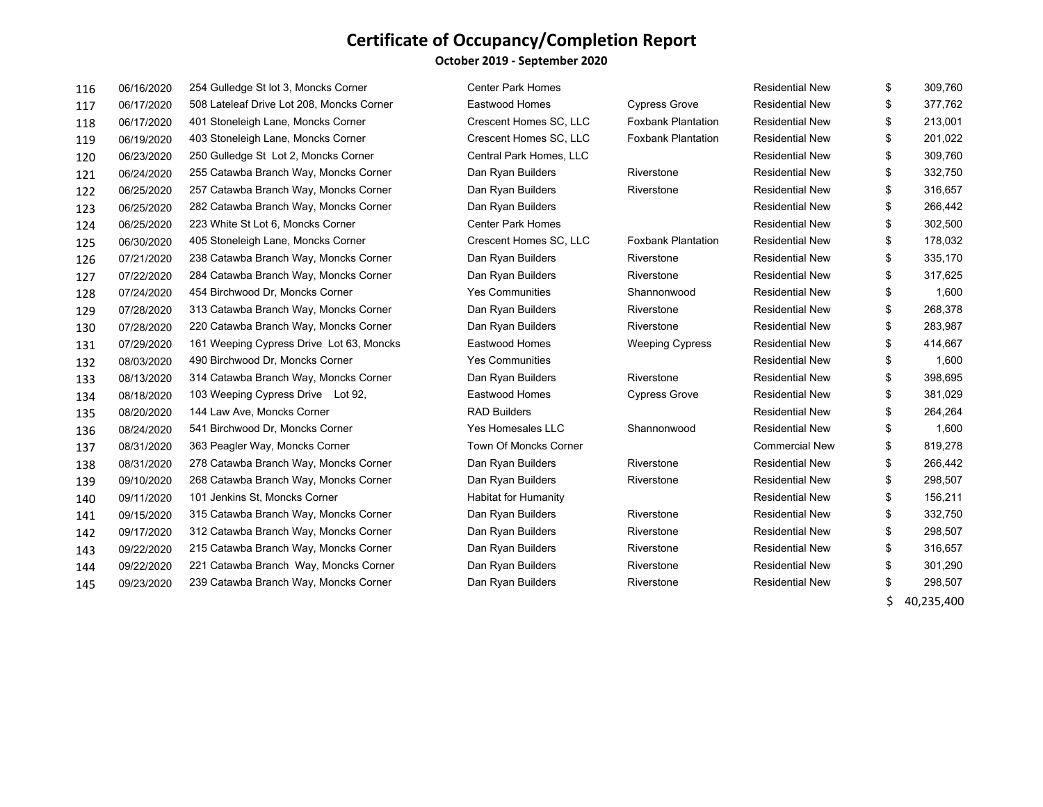# Certificate of Occupancy/Completion Report

**October 2019 - September 2020**

| | | | | | | | |
|---|---|---|---|---|---|---|---|
| 116 | 06/16/2020 | 254 Gulledge St lot 3, Moncks Corner | Center Park Homes | | Residential New | $ | 309,760 |
| 117 | 06/17/2020 | 508 Lateleaf Drive Lot 208, Moncks Corner | Eastwood Homes | Cypress Grove | Residential New | $ | 377,762 |
| 118 | 06/17/2020 | 401 Stoneleigh Lane, Moncks Corner | Crescent Homes SC, LLC | Foxbank Plantation | Residential New | $ | 213,001 |
| 119 | 06/19/2020 | 403 Stoneleigh Lane, Moncks Corner | Crescent Homes SC, LLC | Foxbank Plantation | Residential New | $ | 201,022 |
| 120 | 06/23/2020 | 250 Gulledge St Lot 2, Moncks Corner | Central Park Homes, LLC | | Residential New | $ | 309,760 |
| 121 | 06/24/2020 | 255 Catawba Branch Way, Moncks Corner | Dan Ryan Builders | Riverstone | Residential New | $ | 332,750 |
| 122 | 06/25/2020 | 257 Catawba Branch Way, Moncks Corner | Dan Ryan Builders | Riverstone | Residential New | $ | 316,657 |
| 123 | 06/25/2020 | 282 Catawba Branch Way, Moncks Corner | Dan Ryan Builders | | Residential New | $ | 266,442 |
| 124 | 06/25/2020 | 223 White St Lot 6, Moncks Corner | Center Park Homes | | Residential New | $ | 302,500 |
| 125 | 06/30/2020 | 405 Stoneleigh Lane, Moncks Corner | Crescent Homes SC, LLC | Foxbank Plantation | Residential New | $ | 178,032 |
| 126 | 07/21/2020 | 238 Catawba Branch Way, Moncks Corner | Dan Ryan Builders | Riverstone | Residential New | $ | 335,170 |
| 127 | 07/22/2020 | 284 Catawba Branch Way, Moncks Corner | Dan Ryan Builders | Riverstone | Residential New | $ | 317,625 |
| 128 | 07/24/2020 | 454 Birchwood Dr, Moncks Corner | Yes Communities | Shannonwood | Residential New | $ | 1,600 |
| 129 | 07/28/2020 | 313 Catawba Branch Way, Moncks Corner | Dan Ryan Builders | Riverstone | Residential New | $ | 268,378 |
| 130 | 07/28/2020 | 220 Catawba Branch Way, Moncks Corner | Dan Ryan Builders | Riverstone | Residential New | $ | 283,987 |
| 131 | 07/29/2020 | 161 Weeping Cypress Drive Lot 63, Moncks | Eastwood Homes | Weeping Cypress | Residential New | $ | 414,667 |
| 132 | 08/03/2020 | 490 Birchwood Dr, Moncks Corner | Yes Communities | | Residential New | $ | 1,600 |
| 133 | 08/13/2020 | 314 Catawba Branch Way, Moncks Corner | Dan Ryan Builders | Riverstone | Residential New | $ | 398,695 |
| 134 | 08/18/2020 | 103 Weeping Cypress Drive Lot 92, | Eastwood Homes | Cypress Grove | Residential New | $ | 381,029 |
| 135 | 08/20/2020 | 144 Law Ave, Moncks Corner | RAD Builders | | Residential New | $ | 264,264 |
| 136 | 08/24/2020 | 541 Birchwood Dr, Moncks Corner | Yes Homesales LLC | Shannonwood | Residential New | $ | 1,600 |
| 137 | 08/31/2020 | 363 Peagler Way, Moncks Corner | Town Of Moncks Corner | | Commercial New | $ | 819,278 |
| 138 | 08/31/2020 | 278 Catawba Branch Way, Moncks Corner | Dan Ryan Builders | Riverstone | Residential New | $ | 266,442 |
| 139 | 09/10/2020 | 268 Catawba Branch Way, Moncks Corner | Dan Ryan Builders | Riverstone | Residential New | $ | 298,507 |
| 140 | 09/11/2020 | 101 Jenkins St, Moncks Corner | Habitat for Humanity | | Residential New | $ | 156,211 |
| 141 | 09/15/2020 | 315 Catawba Branch Way, Moncks Corner | Dan Ryan Builders | Riverstone | Residential New | $ | 332,750 |
| 142 | 09/17/2020 | 312 Catawba Branch Way, Moncks Corner | Dan Ryan Builders | Riverstone | Residential New | $ | 298,507 |
| 143 | 09/22/2020 | 215 Catawba Branch Way, Moncks Corner | Dan Ryan Builders | Riverstone | Residential New | $ | 316,657 |
| 144 | 09/22/2020 | 221 Catawba Branch Way, Moncks Corner | Dan Ryan Builders | Riverstone | Residential New | $ | 301,290 |
| 145 | 09/23/2020 | 239 Catawba Branch Way, Moncks Corner | Dan Ryan Builders | Riverstone | Residential New | $ | 298,507 |
| | | | | | | $ | 40,235,400 |